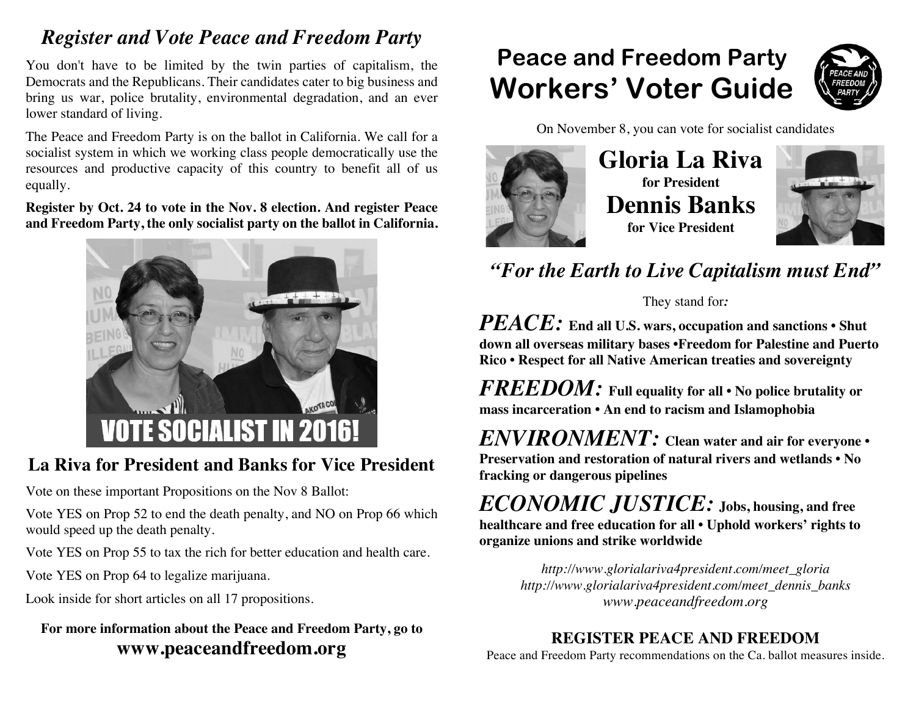## *Register and Vote Peace and Freedom Party*

You don't have to be limited by the twin parties of capitalism, the Democrats and the Republicans. Their candidates cater to big business and bring us war, police brutality, environmental degradation, and an ever lower standard of living.

The Peace and Freedom Party is on the ballot in California. We call for a socialist system in which we working class people democratically use the resources and productive capacity of this country to benefit all of us equally.

**Register by Oct. 24 to vote in the Nov. 8 election. And register Peace and Freedom Party, the only socialist party on the ballot in California.**

VOTE SOCIALIST IN 2016!

## La Riva for President and Banks for Vice President

Vote on these important Propositions on the Nov 8 Ballot:

Vote YES on Prop 52 to end the death penalty, and NO on Prop 66 which would speed up the death penalty.

Vote YES on Prop 55 to tax the rich for better education and health care.

Vote YES on Prop 64 to legalize marijuana.

Look inside for short articles on all 17 propositions.

**For more information about the Peace and Freedom Party, go to**
**www.peaceandfreedom.org**

# Peace and Freedom Party Workers' Voter Guide

On November 8, you can vote for socialist candidates

## Gloria La Riva
**for President**

## Dennis Banks
**for Vice President**

## *"For the Earth to Live Capitalism must End"*

They stand for*:*

***PEACE:*** **End all U.S. wars, occupation and sanctions • Shut down all overseas military bases •Freedom for Palestine and Puerto Rico • Respect for all Native American treaties and sovereignty**

***FREEDOM:*** **Full equality for all • No police brutality or mass incarceration • An end to racism and Islamophobia**

***ENVIRONMENT:*** **Clean water and air for everyone • Preservation and restoration of natural rivers and wetlands • No fracking or dangerous pipelines**

***ECONOMIC JUSTICE:*** **Jobs, housing, and free healthcare and free education for all • Uphold workers' rights to organize unions and strike worldwide**

*http://www.glorialariva4president.com/meet_gloria*
*http://www.glorialariva4president.com/meet_dennis_banks*
*www.peaceandfreedom.org*

**REGISTER PEACE AND FREEDOM**

Peace and Freedom Party recommendations on the Ca. ballot measures inside.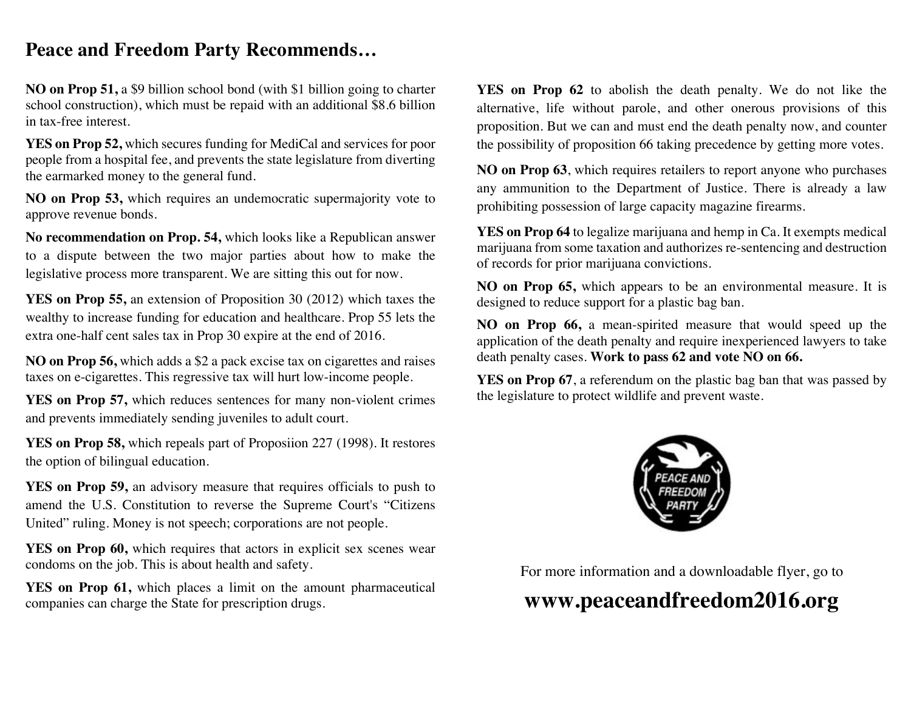# Peace and Freedom Party Recommends…

**NO on Prop 51,** a $9 billion school bond (with $1 billion going to charter school construction), which must be repaid with an additional $8.6 billion in tax-free interest.

**YES on Prop 52,** which secures funding for MediCal and services for poor people from a hospital fee, and prevents the state legislature from diverting the earmarked money to the general fund.

**NO on Prop 53,** which requires an undemocratic supermajority vote to approve revenue bonds.

**No recommendation on Prop. 54,** which looks like a Republican answer to a dispute between the two major parties about how to make the legislative process more transparent. We are sitting this out for now.

**YES on Prop 55,** an extension of Proposition 30 (2012) which taxes the wealthy to increase funding for education and healthcare. Prop 55 lets the extra one-half cent sales tax in Prop 30 expire at the end of 2016.

**NO on Prop 56,** which adds a $2 a pack excise tax on cigarettes and raises taxes on e-cigarettes. This regressive tax will hurt low-income people.

**YES on Prop 57,** which reduces sentences for many non-violent crimes and prevents immediately sending juveniles to adult court.

**YES on Prop 58,** which repeals part of Proposiion 227 (1998). It restores the option of bilingual education.

**YES on Prop 59,** an advisory measure that requires officials to push to amend the U.S. Constitution to reverse the Supreme Court's "Citizens United" ruling. Money is not speech; corporations are not people.

**YES on Prop 60,** which requires that actors in explicit sex scenes wear condoms on the job. This is about health and safety.

**YES on Prop 61,** which places a limit on the amount pharmaceutical companies can charge the State for prescription drugs.

**YES on Prop 62** to abolish the death penalty. We do not like the alternative, life without parole, and other onerous provisions of this proposition. But we can and must end the death penalty now, and counter the possibility of proposition 66 taking precedence by getting more votes.

**NO on Prop 63**, which requires retailers to report anyone who purchases any ammunition to the Department of Justice. There is already a law prohibiting possession of large capacity magazine firearms.

**YES on Prop 64** to legalize marijuana and hemp in Ca. It exempts medical marijuana from some taxation and authorizes re-sentencing and destruction of records for prior marijuana convictions.

**NO on Prop 65,** which appears to be an environmental measure. It is designed to reduce support for a plastic bag ban.

**NO on Prop 66,** a mean-spirited measure that would speed up the application of the death penalty and require inexperienced lawyers to take death penalty cases. **Work to pass 62 and vote NO on 66.**

**YES on Prop 67**, a referendum on the plastic bag ban that was passed by the legislature to protect wildlife and prevent waste.

PEACE AND FREEDOM PARTY

For more information and a downloadable flyer, go to

**www.peaceandfreedom2016.org**